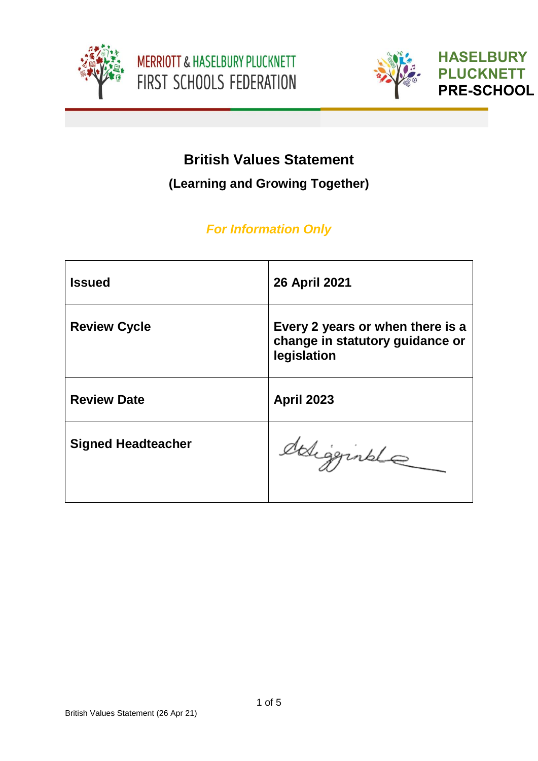MERRIOTT & HASELBURY PLUCKNETT FIRST SCHOOLS FEDERATION

HASELBURY PLUCKNETT PRE-SCHOOL

# British Values Statement

## (Learning and Growing Together)

***For Information Only***

| | |
|---|---|
| **Issued** | **26 April 2021** |
| **Review Cycle** | **Every 2 years or when there is a change in statutory guidance or legislation** |
| **Review Date** | **April 2023** |
| **Signed Headteacher** | |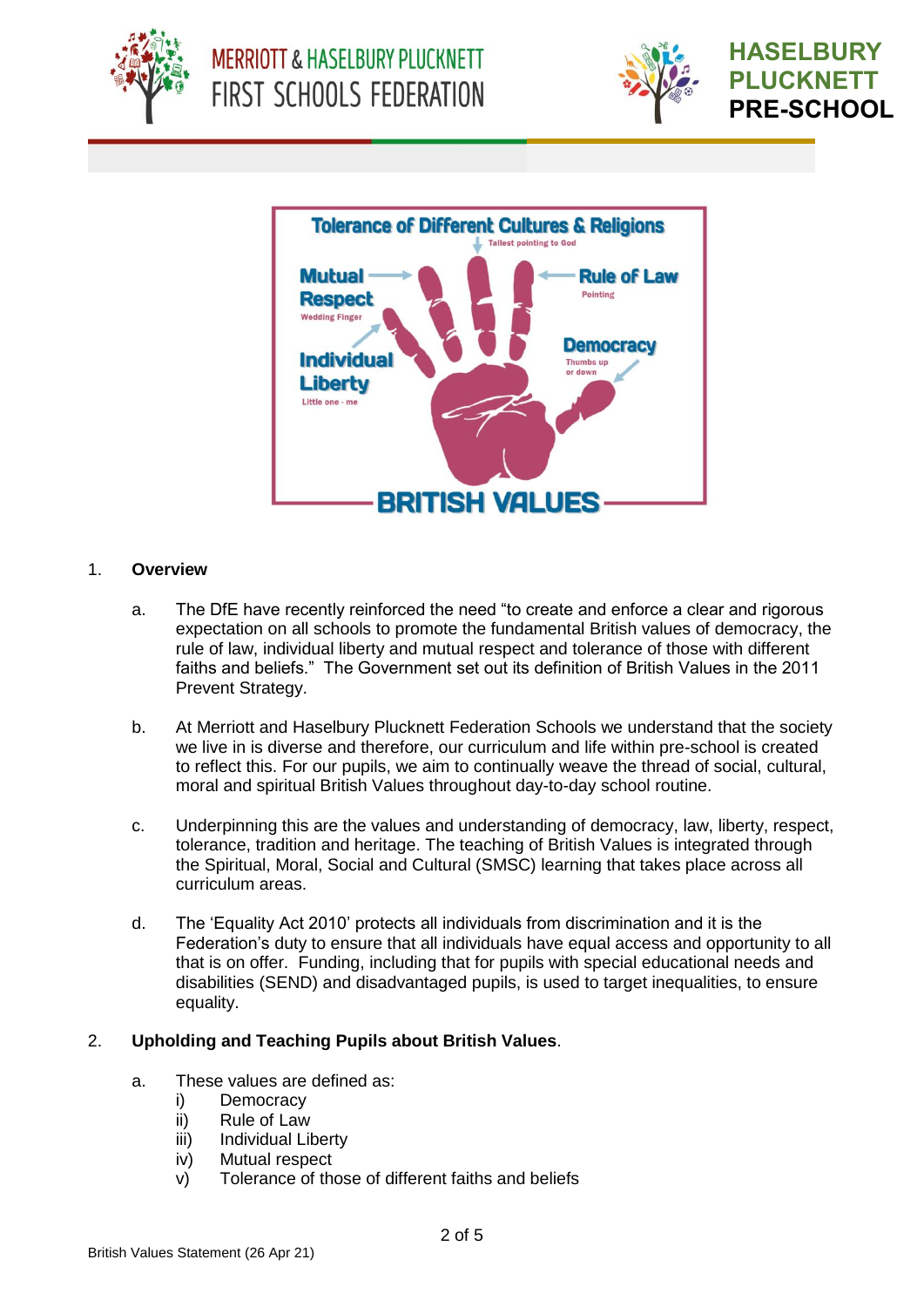## 1. Overview

a. The DfE have recently reinforced the need “to create and enforce a clear and rigorous expectation on all schools to promote the fundamental British values of democracy, the rule of law, individual liberty and mutual respect and tolerance of those with different faiths and beliefs.” The Government set out its definition of British Values in the 2011 Prevent Strategy.

b. At Merriott and Haselbury Plucknett Federation Schools we understand that the society we live in is diverse and therefore, our curriculum and life within pre-school is created to reflect this. For our pupils, we aim to continually weave the thread of social, cultural, moral and spiritual British Values throughout day-to-day school routine.

c. Underpinning this are the values and understanding of democracy, law, liberty, respect, tolerance, tradition and heritage. The teaching of British Values is integrated through the Spiritual, Moral, Social and Cultural (SMSC) learning that takes place across all curriculum areas.

d. The ‘Equality Act 2010’ protects all individuals from discrimination and it is the Federation’s duty to ensure that all individuals have equal access and opportunity to all that is on offer. Funding, including that for pupils with special educational needs and disabilities (SEND) and disadvantaged pupils, is used to target inequalities, to ensure equality.

## 2. Upholding and Teaching Pupils about British Values.

a. These values are defined as:

i) Democracy
ii) Rule of Law
iii) Individual Liberty
iv) Mutual respect
v) Tolerance of those of different faiths and beliefs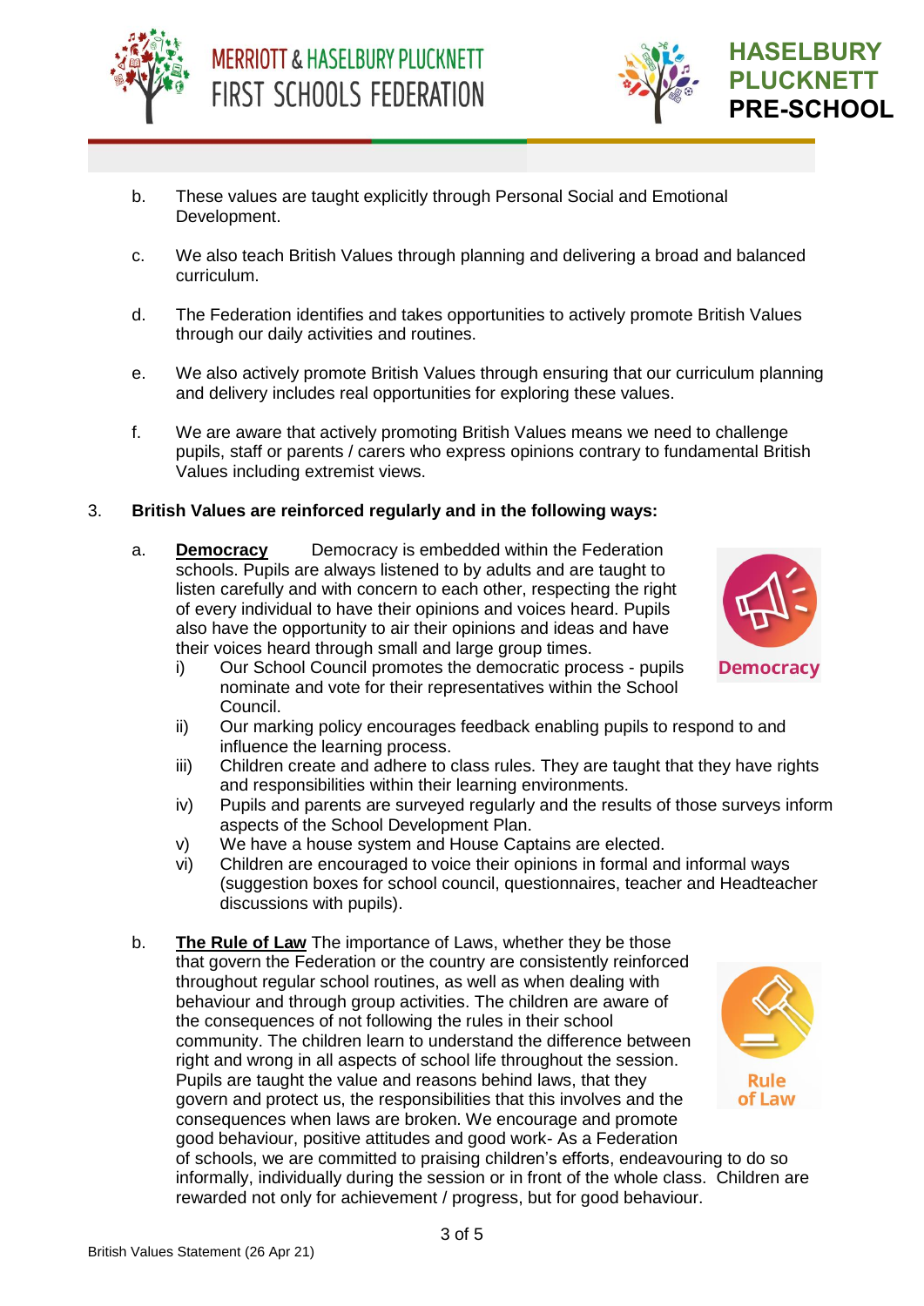b. These values are taught explicitly through Personal Social and Emotional Development.

c. We also teach British Values through planning and delivering a broad and balanced curriculum.

d. The Federation identifies and takes opportunities to actively promote British Values through our daily activities and routines.

e. We also actively promote British Values through ensuring that our curriculum planning and delivery includes real opportunities for exploring these values.

f. We are aware that actively promoting British Values means we need to challenge pupils, staff or parents / carers who express opinions contrary to fundamental British Values including extremist views.

3. **British Values are reinforced regularly and in the following ways:**

a. **Democracy** Democracy is embedded within the Federation schools. Pupils are always listened to by adults and are taught to listen carefully and with concern to each other, respecting the right of every individual to have their opinions and voices heard. Pupils also have the opportunity to air their opinions and ideas and have their voices heard through small and large group times.

   i) Our School Council promotes the democratic process - pupils nominate and vote for their representatives within the School Council.
   ii) Our marking policy encourages feedback enabling pupils to respond to and influence the learning process.
   iii) Children create and adhere to class rules. They are taught that they have rights and responsibilities within their learning environments.
   iv) Pupils and parents are surveyed regularly and the results of those surveys inform aspects of the School Development Plan.
   v) We have a house system and House Captains are elected.
   vi) Children are encouraged to voice their opinions in formal and informal ways (suggestion boxes for school council, questionnaires, teacher and Headteacher discussions with pupils).

b. **The Rule of Law** The importance of Laws, whether they be those that govern the Federation or the country are consistently reinforced throughout regular school routines, as well as when dealing with behaviour and through group activities. The children are aware of the consequences of not following the rules in their school community. The children learn to understand the difference between right and wrong in all aspects of school life throughout the session. Pupils are taught the value and reasons behind laws, that they govern and protect us, the responsibilities that this involves and the consequences when laws are broken. We encourage and promote good behaviour, positive attitudes and good work- As a Federation of schools, we are committed to praising children's efforts, endeavouring to do so informally, individually during the session or in front of the whole class. Children are rewarded not only for achievement / progress, but for good behaviour.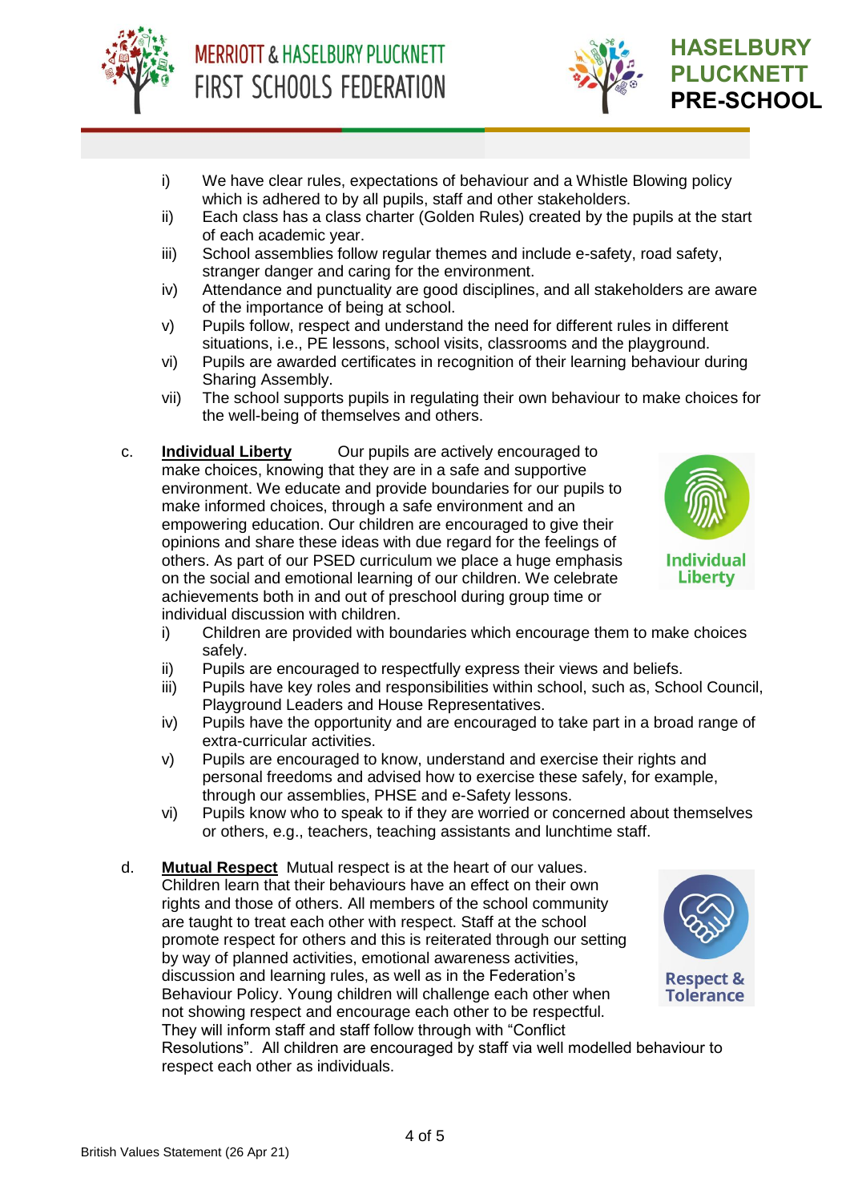i) We have clear rules, expectations of behaviour and a Whistle Blowing policy which is adhered to by all pupils, staff and other stakeholders.
ii) Each class has a class charter (Golden Rules) created by the pupils at the start of each academic year.
iii) School assemblies follow regular themes and include e-safety, road safety, stranger danger and caring for the environment.
iv) Attendance and punctuality are good disciplines, and all stakeholders are aware of the importance of being at school.
v) Pupils follow, respect and understand the need for different rules in different situations, i.e., PE lessons, school visits, classrooms and the playground.
vi) Pupils are awarded certificates in recognition of their learning behaviour during Sharing Assembly.
vii) The school supports pupils in regulating their own behaviour to make choices for the well-being of themselves and others.

c. **Individual Liberty** Our pupils are actively encouraged to make choices, knowing that they are in a safe and supportive environment. We educate and provide boundaries for our pupils to make informed choices, through a safe environment and an empowering education. Our children are encouraged to give their opinions and share these ideas with due regard for the feelings of others. As part of our PSED curriculum we place a huge emphasis on the social and emotional learning of our children. We celebrate achievements both in and out of preschool during group time or individual discussion with children.

Individual Liberty

i) Children are provided with boundaries which encourage them to make choices safely.
ii) Pupils are encouraged to respectfully express their views and beliefs.
iii) Pupils have key roles and responsibilities within school, such as, School Council, Playground Leaders and House Representatives.
iv) Pupils have the opportunity and are encouraged to take part in a broad range of extra-curricular activities.
v) Pupils are encouraged to know, understand and exercise their rights and personal freedoms and advised how to exercise these safely, for example, through our assemblies, PHSE and e-Safety lessons.
vi) Pupils know who to speak to if they are worried or concerned about themselves or others, e.g., teachers, teaching assistants and lunchtime staff.

d. **Mutual Respect** Mutual respect is at the heart of our values. Children learn that their behaviours have an effect on their own rights and those of others. All members of the school community are taught to treat each other with respect. Staff at the school promote respect for others and this is reiterated through our setting by way of planned activities, emotional awareness activities, discussion and learning rules, as well as in the Federation's Behaviour Policy. Young children will challenge each other when not showing respect and encourage each other to be respectful. They will inform staff and staff follow through with "Conflict Resolutions". All children are encouraged by staff via well modelled behaviour to respect each other as individuals.

Respect & Tolerance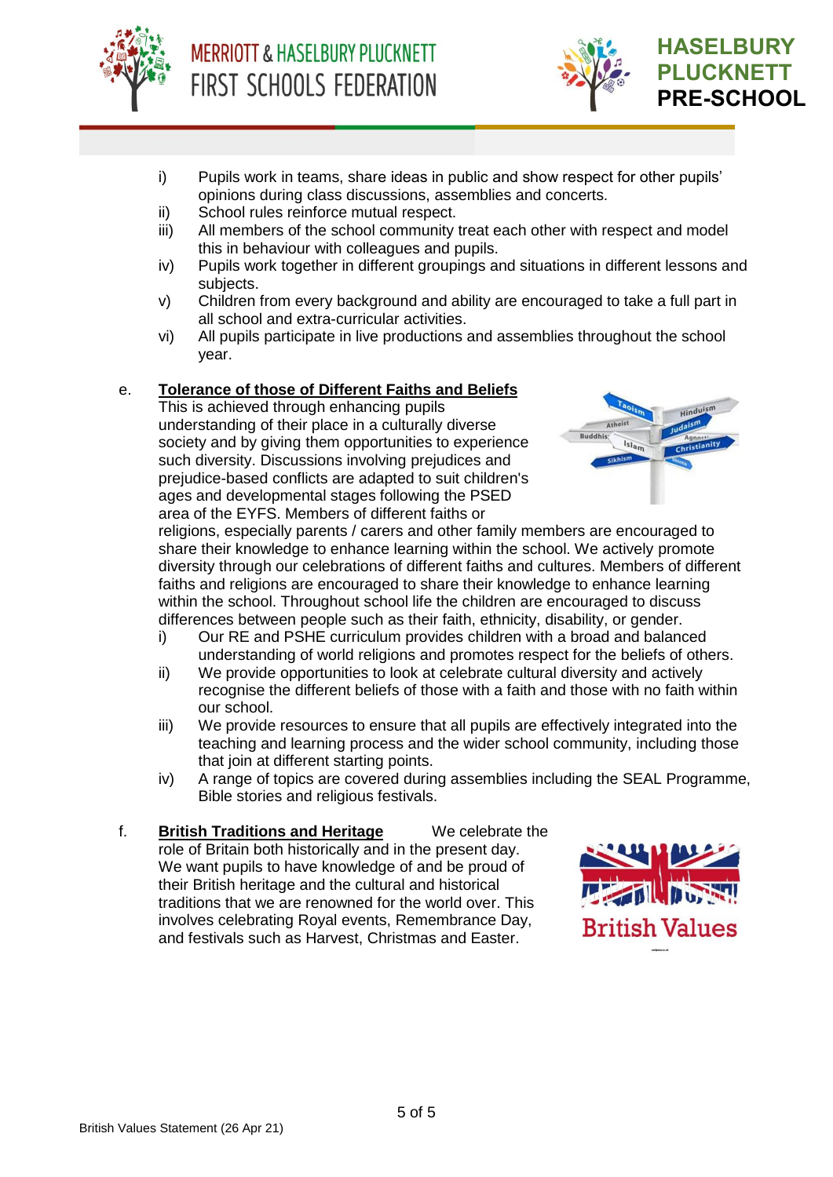i) Pupils work in teams, share ideas in public and show respect for other pupils' opinions during class discussions, assemblies and concerts.
ii) School rules reinforce mutual respect.
iii) All members of the school community treat each other with respect and model this in behaviour with colleagues and pupils.
iv) Pupils work together in different groupings and situations in different lessons and subjects.
v) Children from every background and ability are encouraged to take a full part in all school and extra-curricular activities.
vi) All pupils participate in live productions and assemblies throughout the school year.

e. **Tolerance of those of Different Faiths and Beliefs**
This is achieved through enhancing pupils understanding of their place in a culturally diverse society and by giving them opportunities to experience such diversity. Discussions involving prejudices and prejudice-based conflicts are adapted to suit children's ages and developmental stages following the PSED area of the EYFS. Members of different faiths or religions, especially parents / carers and other family members are encouraged to share their knowledge to enhance learning within the school. We actively promote diversity through our celebrations of different faiths and cultures. Members of different faiths and religions are encouraged to share their knowledge to enhance learning within the school. Throughout school life the children are encouraged to discuss differences between people such as their faith, ethnicity, disability, or gender.

i) Our RE and PSHE curriculum provides children with a broad and balanced understanding of world religions and promotes respect for the beliefs of others.
ii) We provide opportunities to look at celebrate cultural diversity and actively recognise the different beliefs of those with a faith and those with no faith within our school.
iii) We provide resources to ensure that all pupils are effectively integrated into the teaching and learning process and the wider school community, including those that join at different starting points.
iv) A range of topics are covered during assemblies including the SEAL Programme, Bible stories and religious festivals.

f. **British Traditions and Heritage** We celebrate the role of Britain both historically and in the present day. We want pupils to have knowledge of and be proud of their British heritage and the cultural and historical traditions that we are renowned for the world over. This involves celebrating Royal events, Remembrance Day, and festivals such as Harvest, Christmas and Easter.